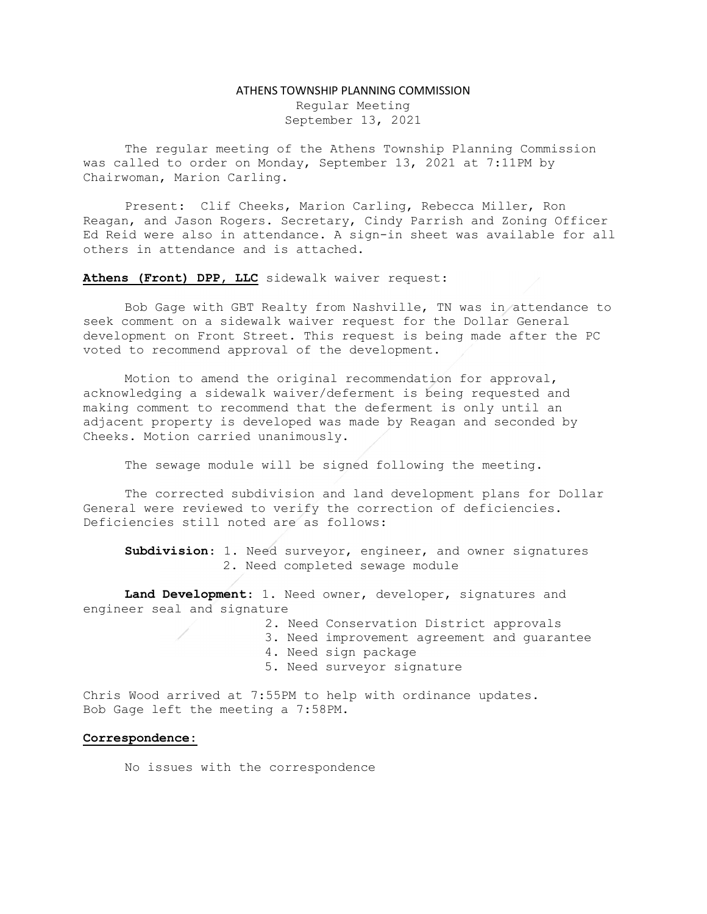# ATHENS TOWNSHIP PLANNING COMMISSION

Regular Meeting
September 13, 2021

The regular meeting of the Athens Township Planning Commission was called to order on Monday, September 13, 2021 at 7:11PM by Chairwoman, Marion Carling.

Present: Clif Cheeks, Marion Carling, Rebecca Miller, Ron Reagan, and Jason Rogers. Secretary, Cindy Parrish and Zoning Officer Ed Reid were also in attendance. A sign-in sheet was available for all others in attendance and is attached.

**Athens (Front) DPP, LLC** sidewalk waiver request:

Bob Gage with GBT Realty from Nashville, TN was in attendance to seek comment on a sidewalk waiver request for the Dollar General development on Front Street. This request is being made after the PC voted to recommend approval of the development.

Motion to amend the original recommendation for approval, acknowledging a sidewalk waiver/deferment is being requested and making comment to recommend that the deferment is only until an adjacent property is developed was made by Reagan and seconded by Cheeks. Motion carried unanimously.

The sewage module will be signed following the meeting.

The corrected subdivision and land development plans for Dollar General were reviewed to verify the correction of deficiencies. Deficiencies still noted are as follows:

**Subdivision**:
1. Need surveyor, engineer, and owner signatures
2. Need completed sewage module

**Land Development**:
1. Need owner, developer, signatures and engineer seal and signature
2. Need Conservation District approvals
3. Need improvement agreement and guarantee
4. Need sign package
5. Need surveyor signature

Chris Wood arrived at 7:55PM to help with ordinance updates.
Bob Gage left the meeting a 7:58PM.

**Correspondence:**

No issues with the correspondence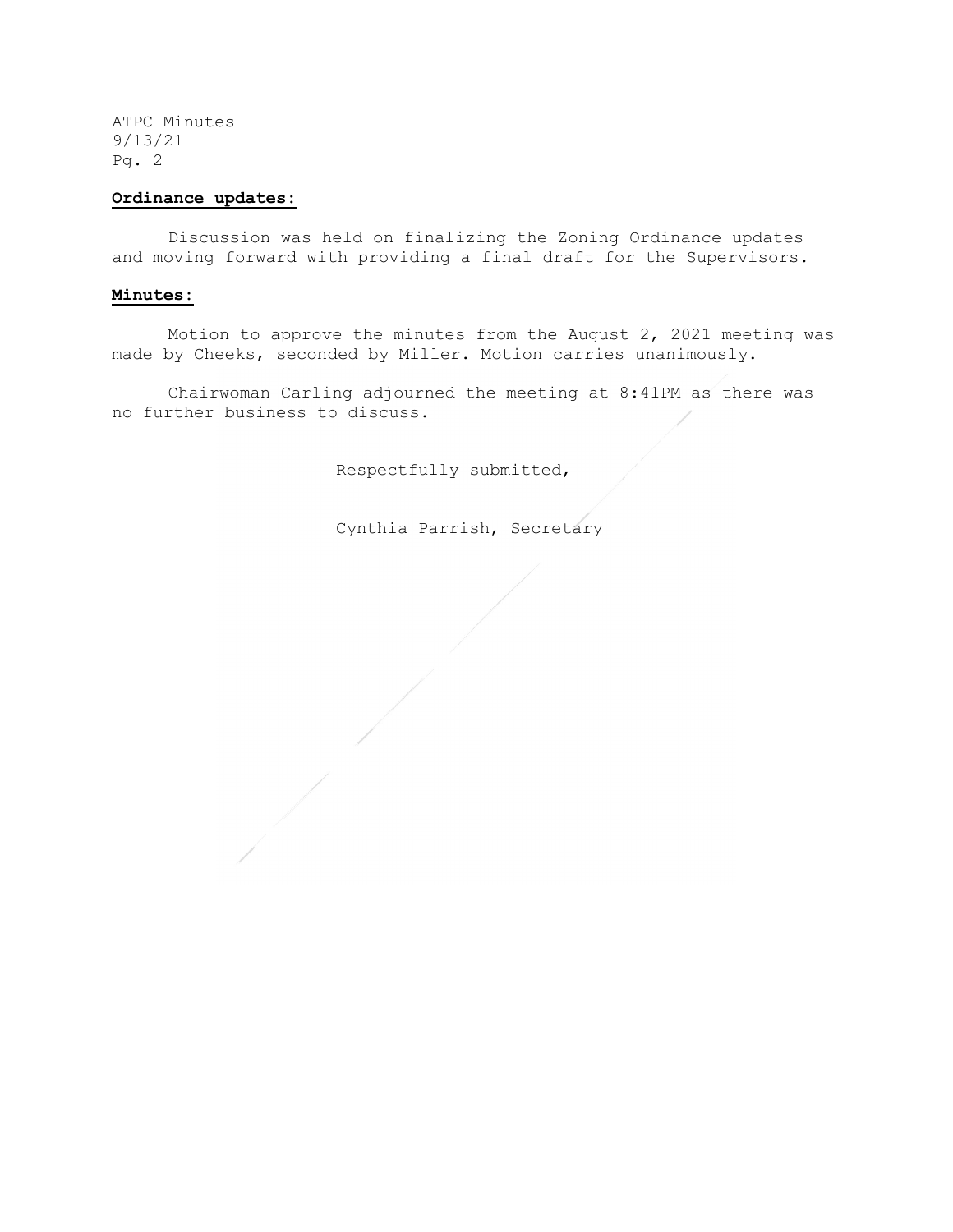**Ordinance updates:**

Discussion was held on finalizing the Zoning Ordinance updates and moving forward with providing a final draft for the Supervisors.

**Minutes:**

Motion to approve the minutes from the August 2, 2021 meeting was made by Cheeks, seconded by Miller. Motion carries unanimously.

Chairwoman Carling adjourned the meeting at 8:41PM as there was no further business to discuss.

Respectfully submitted,

Cynthia Parrish, Secretary